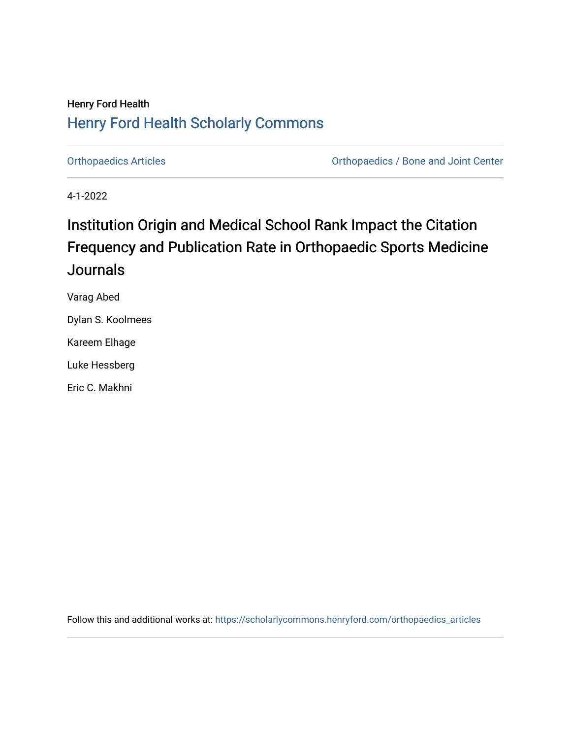Henry Ford Health

## Henry Ford Health Scholarly Commons

Orthopaedics Articles

Orthopaedics / Bone and Joint Center

4-1-2022

# Institution Origin and Medical School Rank Impact the Citation Frequency and Publication Rate in Orthopaedic Sports Medicine Journals

Varag Abed

Dylan S. Koolmees

Kareem Elhage

Luke Hessberg

Eric C. Makhni

Follow this and additional works at: https://scholarlycommons.henryford.com/orthopaedics_articles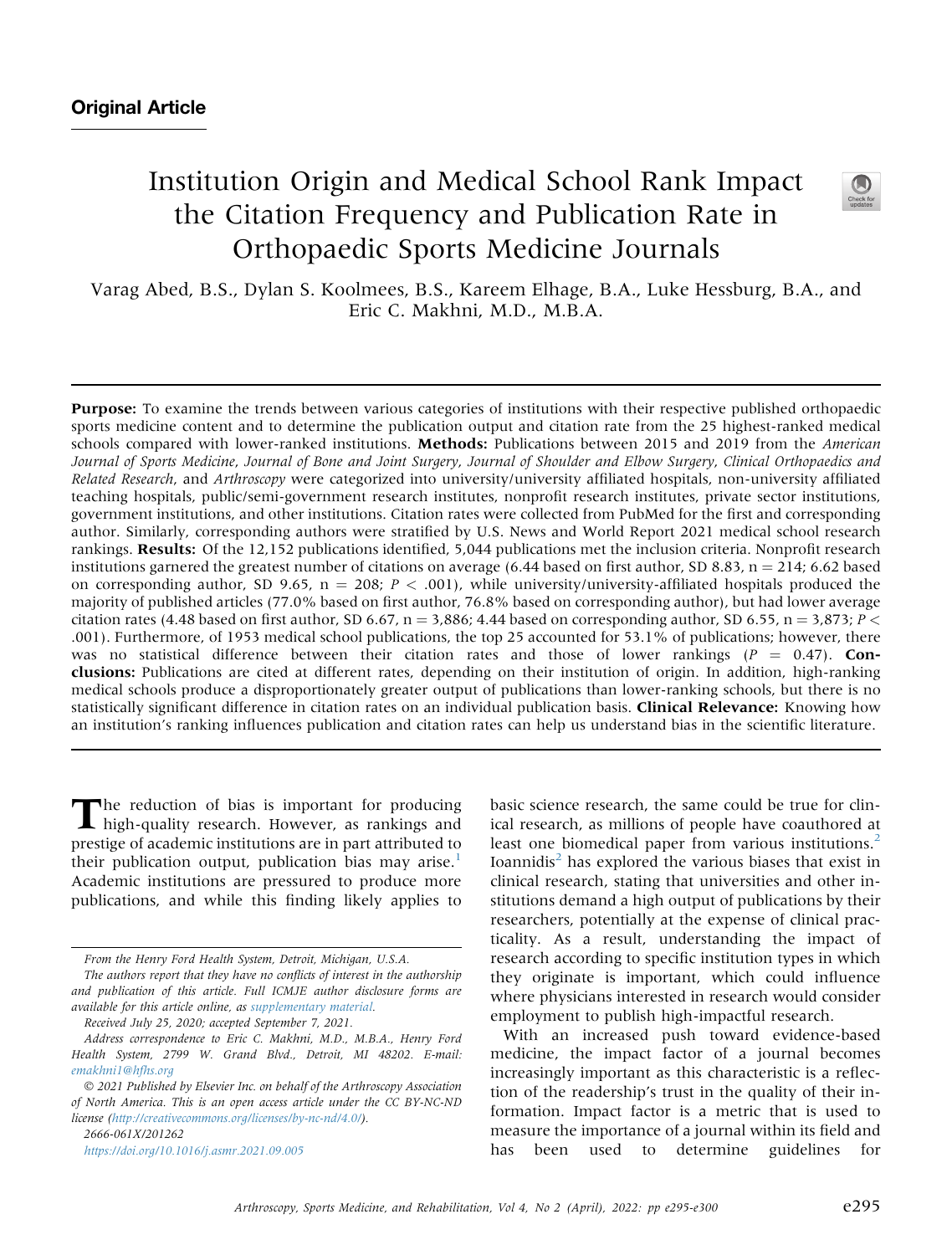Original Article

# Institution Origin and Medical School Rank Impact the Citation Frequency and Publication Rate in Orthopaedic Sports Medicine Journals

Varag Abed, B.S., Dylan S. Koolmees, B.S., Kareem Elhage, B.A., Luke Hessburg, B.A., and Eric C. Makhni, M.D., M.B.A.

**Purpose:** To examine the trends between various categories of institutions with their respective published orthopaedic sports medicine content and to determine the publication output and citation rate from the 25 highest-ranked medical schools compared with lower-ranked institutions. **Methods:** Publications between 2015 and 2019 from the *American Journal of Sports Medicine*, *Journal of Bone and Joint Surgery*, *Journal of Shoulder and Elbow Surgery*, *Clinical Orthopaedics and Related Research*, and *Arthroscopy* were categorized into university/university affiliated hospitals, non-university affiliated teaching hospitals, public/semi-government research institutes, nonprofit research institutes, private sector institutions, government institutions, and other institutions. Citation rates were collected from PubMed for the first and corresponding author. Similarly, corresponding authors were stratified by U.S. News and World Report 2021 medical school research rankings. **Results:** Of the 12,152 publications identified, 5,044 publications met the inclusion criteria. Nonprofit research institutions garnered the greatest number of citations on average (6.44 based on first author, SD 8.83, n = 214; 6.62 based on corresponding author, SD 9.65, n = 208; $P < .001$), while university/university-affiliated hospitals produced the majority of published articles (77.0% based on first author, 76.8% based on corresponding author), but had lower average citation rates (4.48 based on first author, SD 6.67, n = 3,886; 4.44 based on corresponding author, SD 6.55, n = 3,873; $P < .001$). Furthermore, of 1953 medical school publications, the top 25 accounted for 53.1% of publications; however, there was no statistical difference between their citation rates and those of lower rankings ($P = 0.47$). **Conclusions:** Publications are cited at different rates, depending on their institution of origin. In addition, high-ranking medical schools produce a disproportionately greater output of publications than lower-ranking schools, but there is no statistically significant difference in citation rates on an individual publication basis. **Clinical Relevance:** Knowing how an institution's ranking influences publication and citation rates can help us understand bias in the scientific literature.

The reduction of bias is important for producing high-quality research. However, as rankings and prestige of academic institutions are in part attributed to their publication output, publication bias may arise.[1] Academic institutions are pressured to produce more publications, and while this finding likely applies to basic science research, the same could be true for clinical research, as millions of people have coauthored at least one biomedical paper from various institutions.[2] Ioannidis[2] has explored the various biases that exist in clinical research, stating that universities and other institutions demand a high output of publications by their researchers, potentially at the expense of clinical practicality. As a result, understanding the impact of research according to specific institution types in which they originate is important, which could influence where physicians interested in research would consider employment to publish high-impactful research.

With an increased push toward evidence-based medicine, the impact factor of a journal becomes increasingly important as this characteristic is a reflection of the readership's trust in the quality of their information. Impact factor is a metric that is used to measure the importance of a journal within its field and has been used to determine guidelines for

*From the Henry Ford Health System, Detroit, Michigan, U.S.A.*

*The authors report that they have no conflicts of interest in the authorship and publication of this article. Full ICMJE author disclosure forms are available for this article online, as supplementary material.*

*Received July 25, 2020; accepted September 7, 2021.*

*Address correspondence to Eric C. Makhni, M.D., M.B.A., Henry Ford Health System, 2799 W. Grand Blvd., Detroit, MI 48202. E-mail: emakhni1@hfhs.org*

*© 2021 Published by Elsevier Inc. on behalf of the Arthroscopy Association of North America. This is an open access article under the CC BY-NC-ND license (http://creativecommons.org/licenses/by-nc-nd/4.0/).*

*2666-061X/201262*

*https://doi.org/10.1016/j.asmr.2021.09.005*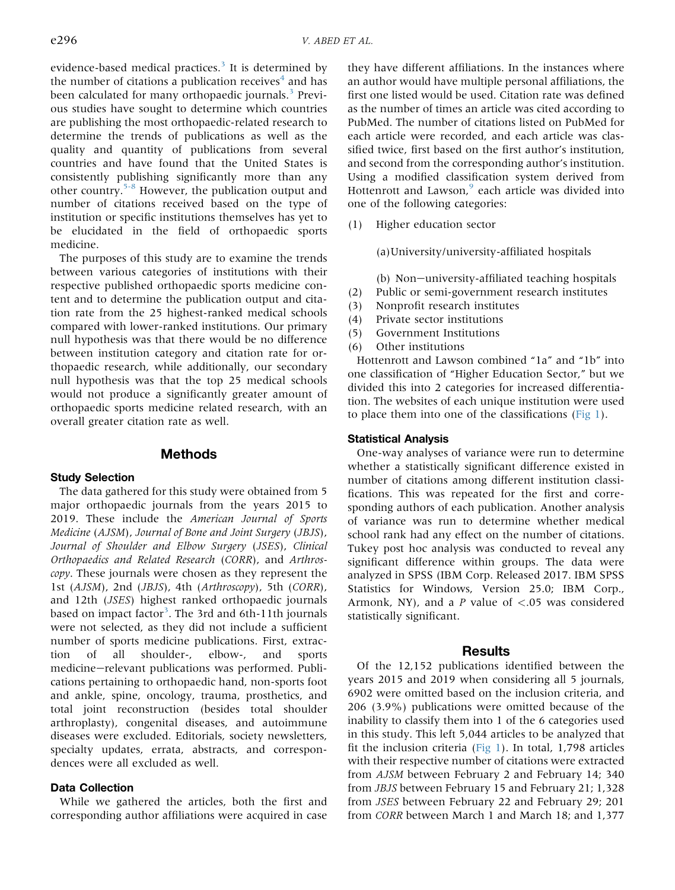evidence-based medical practices.[3] It is determined by the number of citations a publication receives[4] and has been calculated for many orthopaedic journals.[3] Previous studies have sought to determine which countries are publishing the most orthopaedic-related research to determine the trends of publications as well as the quality and quantity of publications from several countries and have found that the United States is consistently publishing significantly more than any other country.[5-8] However, the publication output and number of citations received based on the type of institution or specific institutions themselves has yet to be elucidated in the field of orthopaedic sports medicine.

The purposes of this study are to examine the trends between various categories of institutions with their respective published orthopaedic sports medicine content and to determine the publication output and citation rate from the 25 highest-ranked medical schools compared with lower-ranked institutions. Our primary null hypothesis was that there would be no difference between institution category and citation rate for orthopaedic research, while additionally, our secondary null hypothesis was that the top 25 medical schools would not produce a significantly greater amount of orthopaedic sports medicine related research, with an overall greater citation rate as well.

## Methods

### Study Selection

The data gathered for this study were obtained from 5 major orthopaedic journals from the years 2015 to 2019. These include the *American Journal of Sports Medicine* (*AJSM*), *Journal of Bone and Joint Surgery* (*JBJS*), *Journal of Shoulder and Elbow Surgery* (*JSES*), *Clinical Orthopaedics and Related Research* (*CORR*), and *Arthroscopy*. These journals were chosen as they represent the 1st (*AJSM*), 2nd (*JBJS*), 4th (*Arthroscopy*), 5th (*CORR*), and 12th (*JSES*) highest ranked orthopaedic journals based on impact factor[3]. The 3rd and 6th-11th journals were not selected, as they did not include a sufficient number of sports medicine publications. First, extraction of all shoulder-, elbow-, and sports medicine–relevant publications was performed. Publications pertaining to orthopaedic hand, non-sports foot and ankle, spine, oncology, trauma, prosthetics, and total joint reconstruction (besides total shoulder arthroplasty), congenital diseases, and autoimmune diseases were excluded. Editorials, society newsletters, specialty updates, errata, abstracts, and correspondences were all excluded as well.

### Data Collection

While we gathered the articles, both the first and corresponding author affiliations were acquired in case they have different affiliations. In the instances where an author would have multiple personal affiliations, the first one listed would be used. Citation rate was defined as the number of times an article was cited according to PubMed. The number of citations listed on PubMed for each article were recorded, and each article was classified twice, first based on the first author's institution, and second from the corresponding author's institution. Using a modified classification system derived from Hottenrott and Lawson,[9] each article was divided into one of the following categories:

(1) Higher education sector

 (a) University/university-affiliated hospitals

 (b) Non–university-affiliated teaching hospitals

(2) Public or semi-government research institutes

(3) Nonprofit research institutes

(4) Private sector institutions

(5) Government Institutions

(6) Other institutions

Hottenrott and Lawson combined "1a" and "1b" into one classification of "Higher Education Sector," but we divided this into 2 categories for increased differentiation. The websites of each unique institution were used to place them into one of the classifications (Fig 1).

### Statistical Analysis

One-way analyses of variance were run to determine whether a statistically significant difference existed in number of citations among different institution classifications. This was repeated for the first and corresponding authors of each publication. Another analysis of variance was run to determine whether medical school rank had any effect on the number of citations. Tukey post hoc analysis was conducted to reveal any significant difference within groups. The data were analyzed in SPSS (IBM Corp. Released 2017. IBM SPSS Statistics for Windows, Version 25.0; IBM Corp., Armonk, NY), and a $P$ value of $<.05$ was considered statistically significant.

## Results

Of the 12,152 publications identified between the years 2015 and 2019 when considering all 5 journals, 6902 were omitted based on the inclusion criteria, and 206 (3.9%) publications were omitted because of the inability to classify them into 1 of the 6 categories used in this study. This left 5,044 articles to be analyzed that fit the inclusion criteria (Fig 1). In total, 1,798 articles with their respective number of citations were extracted from *AJSM* between February 2 and February 14; 340 from *JBJS* between February 15 and February 21; 1,328 from *JSES* between February 22 and February 29; 201 from *CORR* between March 1 and March 18; and 1,377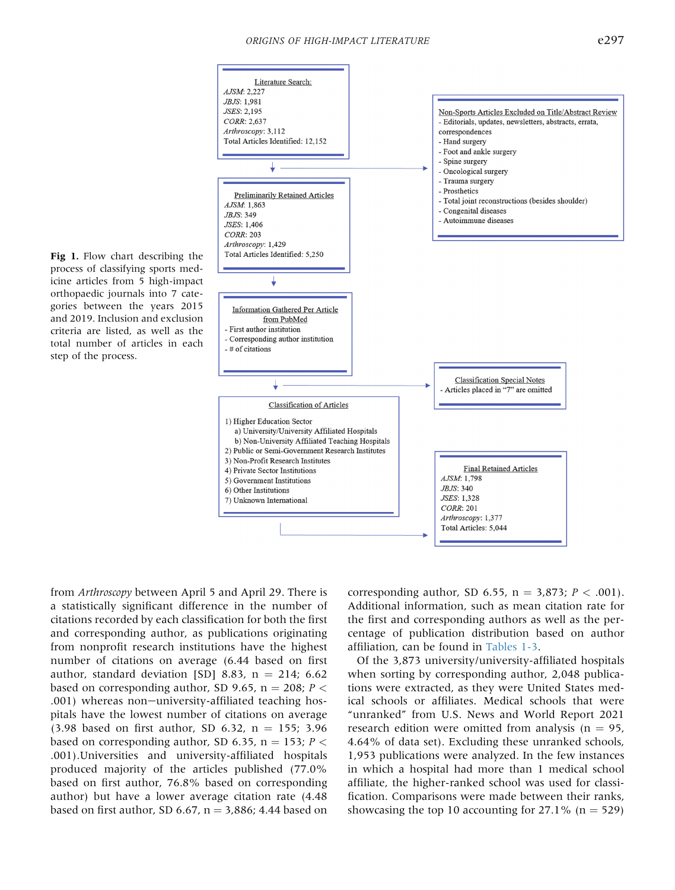Literature Search:
*AJSM*: 2,227
*JBJS*: 1,981
*JSES*: 2,195
*CORR*: 2,637
*Arthroscopy*: 3,112
Total Articles Identified: 12,152

Non-Sports Articles Excluded on Title/Abstract Review
- Editorials, updates, newsletters, abstracts, errata, correspondences
- Hand surgery
- Foot and ankle surgery
- Spine surgery
- Oncological surgery
- Trauma surgery
- Prosthetics
- Total joint reconstructions (besides shoulder)
- Congenital diseases
- Autoimmune diseases

Preliminarily Retained Articles
*AJSM*: 1,863
*JBJS*: 349
*JSES*: 1,406
*CORR*: 203
*Arthroscopy*: 1,429
Total Articles Identified: 5,250

Information Gathered Per Article from PubMed
- First author institution
- Corresponding author institution
- # of citations

Classification Special Notes
- Articles placed in "7" are omitted

Classification of Articles
1) Higher Education Sector
   a) University/University Affiliated Hospitals
   b) Non-University Affiliated Teaching Hospitals
2) Public or Semi-Government Research Institutes
3) Non-Profit Research Institutes
4) Private Sector Institutions
5) Government Institutions
6) Other Institutions
7) Unknown International

Final Retained Articles
*AJSM*: 1,798
*JBJS*: 340
*JSES*: 1,328
*CORR*: 201
*Arthroscopy*: 1,377
Total Articles: 5,044

**Fig 1.** Flow chart describing the process of classifying sports medicine articles from 5 high-impact orthopaedic journals into 7 categories between the years 2015 and 2019. Inclusion and exclusion criteria are listed, as well as the total number of articles in each step of the process.

from *Arthroscopy* between April 5 and April 29. There is a statistically significant difference in the number of citations recorded by each classification for both the first and corresponding author, as publications originating from nonprofit research institutions have the highest number of citations on average (6.44 based on first author, standard deviation [SD] 8.83, n = 214; 6.62 based on corresponding author, SD 9.65, n = 208; $P < .001$) whereas non−university-affiliated teaching hospitals have the lowest number of citations on average (3.98 based on first author, SD 6.32, n = 155; 3.96 based on corresponding author, SD 6.35, n = 153; $P < .001$).Universities and university-affiliated hospitals produced majority of the articles published (77.0% based on first author, 76.8% based on corresponding author) but have a lower average citation rate (4.48 based on first author, SD 6.67, n = 3,886; 4.44 based on corresponding author, SD 6.55, n = 3,873; $P < .001$). Additional information, such as mean citation rate for the first and corresponding authors as well as the percentage of publication distribution based on author affiliation, can be found in Tables 1-3.

Of the 3,873 university/university-affiliated hospitals when sorting by corresponding author, 2,048 publications were extracted, as they were United States medical schools or affiliates. Medical schools that were "unranked" from U.S. News and World Report 2021 research edition were omitted from analysis (n = 95, 4.64% of data set). Excluding these unranked schools, 1,953 publications were analyzed. In the few instances in which a hospital had more than 1 medical school affiliate, the higher-ranked school was used for classification. Comparisons were made between their ranks, showcasing the top 10 accounting for 27.1% (n = 529)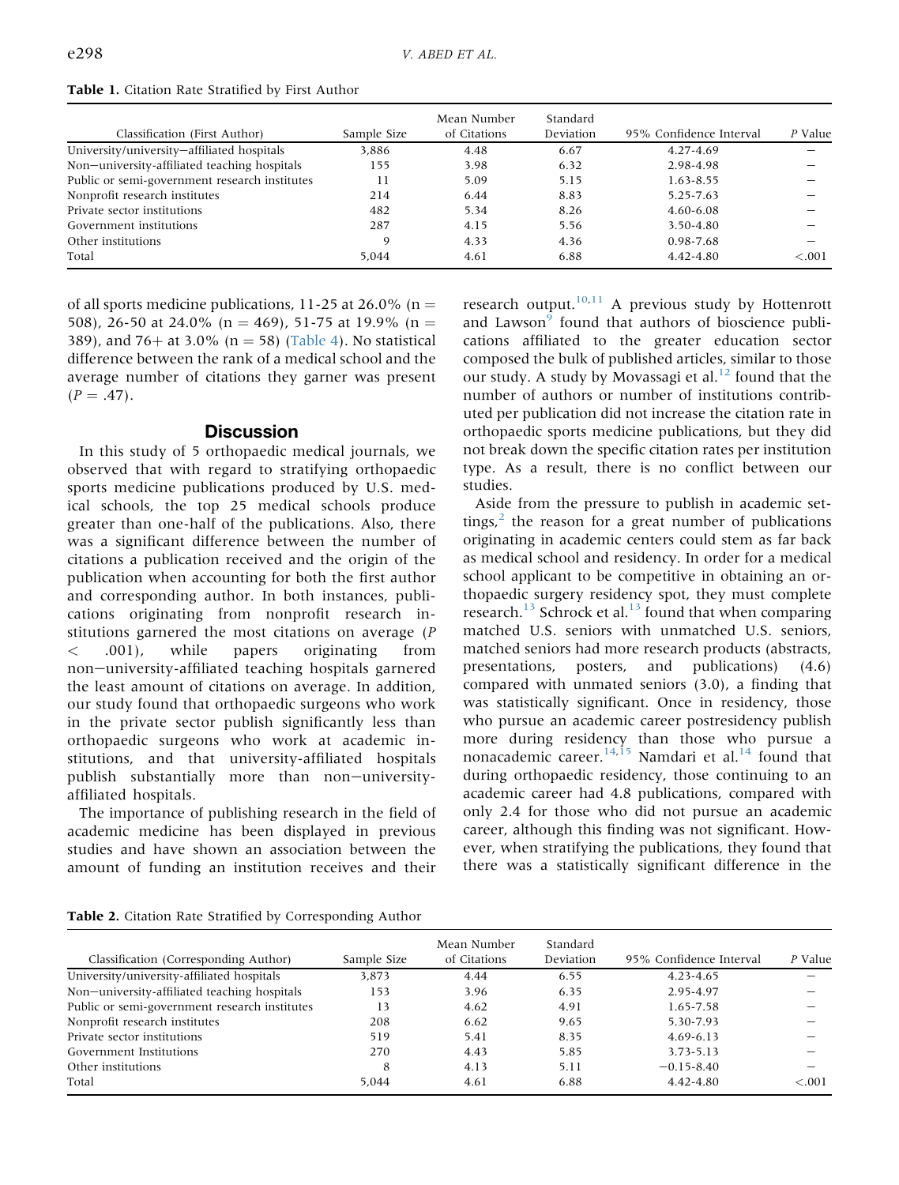**Table 1.** Citation Rate Stratified by First Author

| Classification (First Author) | Sample Size | Mean Number of Citations | Standard Deviation | 95% Confidence Interval | P Value |
|---|---|---|---|---|---|
| University/university−affiliated hospitals | 3,886 | 4.48 | 6.67 | 4.27-4.69 | — |
| Non−university-affiliated teaching hospitals | 155 | 3.98 | 6.32 | 2.98-4.98 | — |
| Public or semi-government research institutes | 11 | 5.09 | 5.15 | 1.63-8.55 | — |
| Nonprofit research institutes | 214 | 6.44 | 8.83 | 5.25-7.63 | — |
| Private sector institutions | 482 | 5.34 | 8.26 | 4.60-6.08 | — |
| Government institutions | 287 | 4.15 | 5.56 | 3.50-4.80 | — |
| Other institutions | 9 | 4.33 | 4.36 | 0.98-7.68 | — |
| Total | 5,044 | 4.61 | 6.88 | 4.42-4.80 | <.001 |

of all sports medicine publications, 11-25 at 26.0% (n = 508), 26-50 at 24.0% (n = 469), 51-75 at 19.9% (n = 389), and 76+ at 3.0% (n = 58) (Table 4). No statistical difference between the rank of a medical school and the average number of citations they garner was present ($P = .47$).

## Discussion

In this study of 5 orthopaedic medical journals, we observed that with regard to stratifying orthopaedic sports medicine publications produced by U.S. medical schools, the top 25 medical schools produce greater than one-half of the publications. Also, there was a significant difference between the number of citations a publication received and the origin of the publication when accounting for both the first author and corresponding author. In both instances, publications originating from nonprofit research institutions garnered the most citations on average ($P < .001$), while papers originating from non−university-affiliated teaching hospitals garnered the least amount of citations on average. In addition, our study found that orthopaedic surgeons who work in the private sector publish significantly less than orthopaedic surgeons who work at academic institutions, and that university-affiliated hospitals publish substantially more than non−university-affiliated hospitals.

The importance of publishing research in the field of academic medicine has been displayed in previous studies and have shown an association between the amount of funding an institution receives and their research output.[10,11] A previous study by Hottenrott and Lawson[9] found that authors of bioscience publications affiliated to the greater education sector composed the bulk of published articles, similar to those our study. A study by Movassagi et al.[12] found that the number of authors or number of institutions contributed per publication did not increase the citation rate in orthopaedic sports medicine publications, but they did not break down the specific citation rates per institution type. As a result, there is no conflict between our studies.

Aside from the pressure to publish in academic settings,[2] the reason for a great number of publications originating in academic centers could stem as far back as medical school and residency. In order for a medical school applicant to be competitive in obtaining an orthopaedic surgery residency spot, they must complete research.[13] Schrock et al.[13] found that when comparing matched U.S. seniors with unmatched U.S. seniors, matched seniors had more research products (abstracts, presentations, posters, and publications) (4.6) compared with unmated seniors (3.0), a finding that was statistically significant. Once in residency, those who pursue an academic career postresidency publish more during residency than those who pursue a nonacademic career.[14,15] Namdari et al.[14] found that during orthopaedic residency, those continuing to an academic career had 4.8 publications, compared with only 2.4 for those who did not pursue an academic career, although this finding was not significant. However, when stratifying the publications, they found that there was a statistically significant difference in the

**Table 2.** Citation Rate Stratified by Corresponding Author

| Classification (Corresponding Author) | Sample Size | Mean Number of Citations | Standard Deviation | 95% Confidence Interval | P Value |
|---|---|---|---|---|---|
| University/university-affiliated hospitals | 3,873 | 4.44 | 6.55 | 4.23-4.65 | — |
| Non−university-affiliated teaching hospitals | 153 | 3.96 | 6.35 | 2.95-4.97 | — |
| Public or semi-government research institutes | 13 | 4.62 | 4.91 | 1.65-7.58 | — |
| Nonprofit research institutes | 208 | 6.62 | 9.65 | 5.30-7.93 | — |
| Private sector institutions | 519 | 5.41 | 8.35 | 4.69-6.13 | — |
| Government Institutions | 270 | 4.43 | 5.85 | 3.73-5.13 | — |
| Other institutions | 8 | 4.13 | 5.11 | −0.15-8.40 | — |
| Total | 5,044 | 4.61 | 6.88 | 4.42-4.80 | <.001 |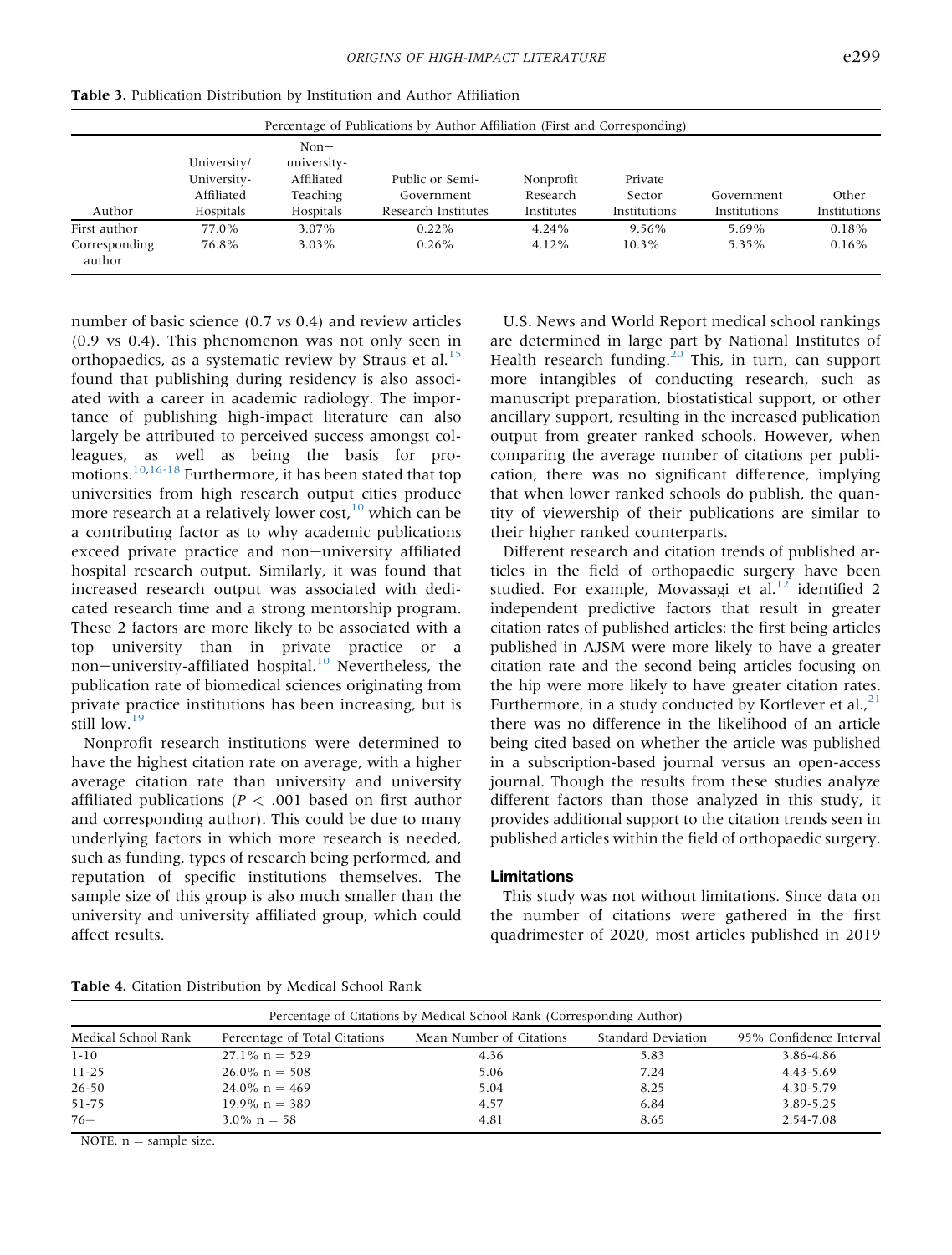**Table 3.** Publication Distribution by Institution and Author Affiliation

| | Percentage of Publications by Author Affiliation (First and Corresponding) | | | | | | |
|---|---|---|---|---|---|---|---|
| Author | University/ University-Affiliated Hospitals | Non−university-Affiliated Teaching Hospitals | Public or Semi-Government Research Institutes | Nonprofit Research Institutes | Private Sector Institutions | Government Institutions | Other Institutions |
| First author | 77.0% | 3.07% | 0.22% | 4.24% | 9.56% | 5.69% | 0.18% |
| Corresponding author | 76.8% | 3.03% | 0.26% | 4.12% | 10.3% | 5.35% | 0.16% |

number of basic science (0.7 vs 0.4) and review articles (0.9 vs 0.4). This phenomenon was not only seen in orthopaedics, as a systematic review by Straus et al.[15] found that publishing during residency is also associated with a career in academic radiology. The importance of publishing high-impact literature can also largely be attributed to perceived success amongst colleagues, as well as being the basis for promotions.[10,16-18] Furthermore, it has been stated that top universities from high research output cities produce more research at a relatively lower cost,[10] which can be a contributing factor as to why academic publications exceed private practice and non−university affiliated hospital research output. Similarly, it was found that increased research output was associated with dedicated research time and a strong mentorship program. These 2 factors are more likely to be associated with a top university than in private practice or a non−university-affiliated hospital.[10] Nevertheless, the publication rate of biomedical sciences originating from private practice institutions has been increasing, but is still low.[19]

Nonprofit research institutions were determined to have the highest citation rate on average, with a higher average citation rate than university and university affiliated publications ($P < .001$ based on first author and corresponding author). This could be due to many underlying factors in which more research is needed, such as funding, types of research being performed, and reputation of specific institutions themselves. The sample size of this group is also much smaller than the university and university affiliated group, which could affect results.

U.S. News and World Report medical school rankings are determined in large part by National Institutes of Health research funding.[20] This, in turn, can support more intangibles of conducting research, such as manuscript preparation, biostatistical support, or other ancillary support, resulting in the increased publication output from greater ranked schools. However, when comparing the average number of citations per publication, there was no significant difference, implying that when lower ranked schools do publish, the quantity of viewership of their publications are similar to their higher ranked counterparts.

Different research and citation trends of published articles in the field of orthopaedic surgery have been studied. For example, Movassagi et al.[12] identified 2 independent predictive factors that result in greater citation rates of published articles: the first being articles published in AJSM were more likely to have a greater citation rate and the second being articles focusing on the hip were more likely to have greater citation rates. Furthermore, in a study conducted by Kortlever et al.,[21] there was no difference in the likelihood of an article being cited based on whether the article was published in a subscription-based journal versus an open-access journal. Though the results from these studies analyze different factors than those analyzed in this study, it provides additional support to the citation trends seen in published articles within the field of orthopaedic surgery.

## Limitations

This study was not without limitations. Since data on the number of citations were gathered in the first quadrimester of 2020, most articles published in 2019

**Table 4.** Citation Distribution by Medical School Rank

| | Percentage of Citations by Medical School Rank (Corresponding Author) | | | |
|---|---|---|---|---|
| Medical School Rank | Percentage of Total Citations | Mean Number of Citations | Standard Deviation | 95% Confidence Interval |
| 1-10 | 27.1% n = 529 | 4.36 | 5.83 | 3.86-4.86 |
| 11-25 | 26.0% n = 508 | 5.06 | 7.24 | 4.43-5.69 |
| 26-50 | 24.0% n = 469 | 5.04 | 8.25 | 4.30-5.79 |
| 51-75 | 19.9% n = 389 | 4.57 | 6.84 | 3.89-5.25 |
| 76+ | 3.0% n = 58 | 4.81 | 8.65 | 2.54-7.08 |

NOTE. n = sample size.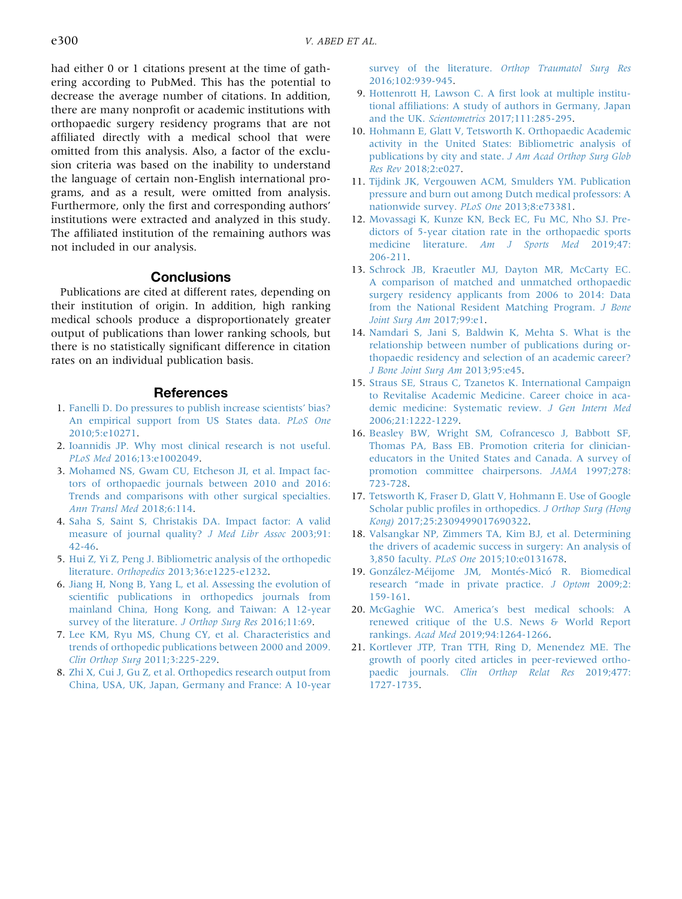had either 0 or 1 citations present at the time of gathering according to PubMed. This has the potential to decrease the average number of citations. In addition, there are many nonprofit or academic institutions with orthopaedic surgery residency programs that are not affiliated directly with a medical school that were omitted from this analysis. Also, a factor of the exclusion criteria was based on the inability to understand the language of certain non-English international programs, and as a result, were omitted from analysis. Furthermore, only the first and corresponding authors' institutions were extracted and analyzed in this study. The affiliated institution of the remaining authors was not included in our analysis.

## Conclusions

Publications are cited at different rates, depending on their institution of origin. In addition, high ranking medical schools produce a disproportionately greater output of publications than lower ranking schools, but there is no statistically significant difference in citation rates on an individual publication basis.

## References

1. Fanelli D. Do pressures to publish increase scientists' bias? An empirical support from US States data. *PLoS One* 2010;5:e10271.
2. Ioannidis JP. Why most clinical research is not useful. *PLoS Med* 2016;13:e1002049.
3. Mohamed NS, Gwam CU, Etcheson JI, et al. Impact factors of orthopaedic journals between 2010 and 2016: Trends and comparisons with other surgical specialties. *Ann Transl Med* 2018;6:114.
4. Saha S, Saint S, Christakis DA. Impact factor: A valid measure of journal quality? *J Med Libr Assoc* 2003;91:42-46.
5. Hui Z, Yi Z, Peng J. Bibliometric analysis of the orthopedic literature. *Orthopedics* 2013;36:e1225-e1232.
6. Jiang H, Nong B, Yang L, et al. Assessing the evolution of scientific publications in orthopedics journals from mainland China, Hong Kong, and Taiwan: A 12-year survey of the literature. *J Orthop Surg Res* 2016;11:69.
7. Lee KM, Ryu MS, Chung CY, et al. Characteristics and trends of orthopedic publications between 2000 and 2009. *Clin Orthop Surg* 2011;3:225-229.
8. Zhi X, Cui J, Gu Z, et al. Orthopedics research output from China, USA, UK, Japan, Germany and France: A 10-year survey of the literature. *Orthop Traumatol Surg Res* 2016;102:939-945.
9. Hottenrott H, Lawson C. A first look at multiple institutional affiliations: A study of authors in Germany, Japan and the UK. *Scientometrics* 2017;111:285-295.
10. Hohmann E, Glatt V, Tetsworth K. Orthopaedic Academic activity in the United States: Bibliometric analysis of publications by city and state. *J Am Acad Orthop Surg Glob Res Rev* 2018;2:e027.
11. Tijdink JK, Vergouwen ACM, Smulders YM. Publication pressure and burn out among Dutch medical professors: A nationwide survey. *PLoS One* 2013;8:e73381.
12. Movassagi K, Kunze KN, Beck EC, Fu MC, Nho SJ. Predictors of 5-year citation rate in the orthopaedic sports medicine literature. *Am J Sports Med* 2019;47:206-211.
13. Schrock JB, Kraeutler MJ, Dayton MR, McCarty EC. A comparison of matched and unmatched orthopaedic surgery residency applicants from 2006 to 2014: Data from the National Resident Matching Program. *J Bone Joint Surg Am* 2017;99:e1.
14. Namdari S, Jani S, Baldwin K, Mehta S. What is the relationship between number of publications during orthopaedic residency and selection of an academic career? *J Bone Joint Surg Am* 2013;95:e45.
15. Straus SE, Straus C, Tzanetos K. International Campaign to Revitalise Academic Medicine. Career choice in academic medicine: Systematic review. *J Gen Intern Med* 2006;21:1222-1229.
16. Beasley BW, Wright SM, Cofrancesco J, Babbott SF, Thomas PA, Bass EB. Promotion criteria for clinician-educators in the United States and Canada. A survey of promotion committee chairpersons. *JAMA* 1997;278:723-728.
17. Tetsworth K, Fraser D, Glatt V, Hohmann E. Use of Google Scholar public profiles in orthopedics. *J Orthop Surg (Hong Kong)* 2017;25:2309499017690322.
18. Valsangkar NP, Zimmers TA, Kim BJ, et al. Determining the drivers of academic success in surgery: An analysis of 3,850 faculty. *PLoS One* 2015;10:e0131678.
19. González-Méijome JM, Montés-Micó R. Biomedical research "made in private practice. *J Optom* 2009;2:159-161.
20. McGaghie WC. America's best medical schools: A renewed critique of the U.S. News & World Report rankings. *Acad Med* 2019;94:1264-1266.
21. Kortlever JTP, Tran TTH, Ring D, Menendez ME. The growth of poorly cited articles in peer-reviewed orthopaedic journals. *Clin Orthop Relat Res* 2019;477:1727-1735.